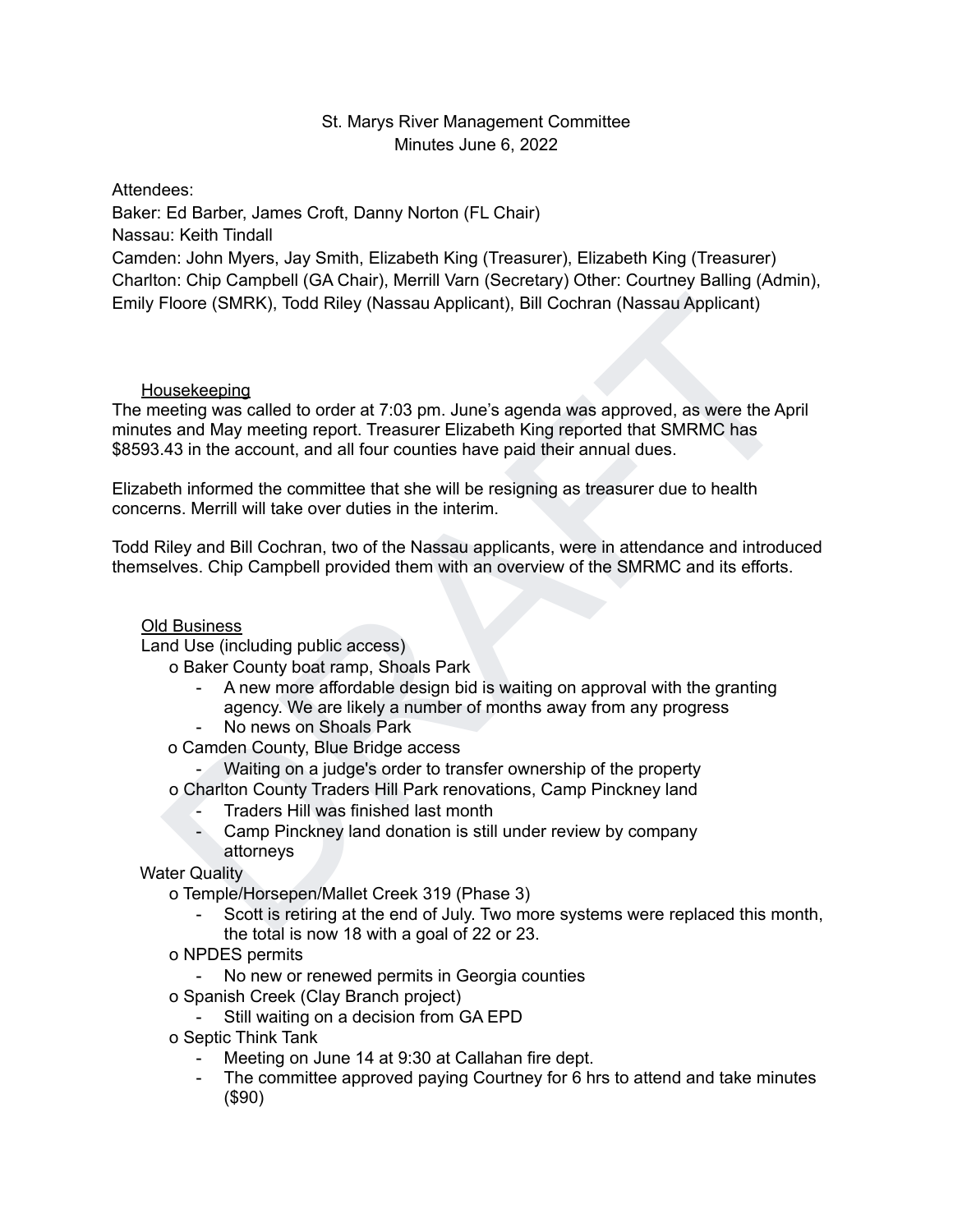St. Marys River Management Committee
Minutes June 6, 2022

Attendees:
Baker: Ed Barber, James Croft, Danny Norton (FL Chair)
Nassau: Keith Tindall
Camden: John Myers, Jay Smith, Elizabeth King (Treasurer), Elizabeth King (Treasurer)
Charlton: Chip Campbell (GA Chair), Merrill Varn (Secretary) Other: Courtney Balling (Admin), Emily Floore (SMRK), Todd Riley (Nassau Applicant), Bill Cochran (Nassau Applicant)

Housekeeping

The meeting was called to order at 7:03 pm. June's agenda was approved, as were the April minutes and May meeting report. Treasurer Elizabeth King reported that SMRMC has $8593.43 in the account, and all four counties have paid their annual dues.

Elizabeth informed the committee that she will be resigning as treasurer due to health concerns. Merrill will take over duties in the interim.

Todd Riley and Bill Cochran, two of the Nassau applicants, were in attendance and introduced themselves. Chip Campbell provided them with an overview of the SMRMC and its efforts.

Old Business

Land Use (including public access)

- o Baker County boat ramp, Shoals Park
  - A new more affordable design bid is waiting on approval with the granting agency. We are likely a number of months away from any progress
  - No news on Shoals Park
- o Camden County, Blue Bridge access
  - Waiting on a judge's order to transfer ownership of the property
- o Charlton County Traders Hill Park renovations, Camp Pinckney land
  - Traders Hill was finished last month
  - Camp Pinckney land donation is still under review by company attorneys

Water Quality

- o Temple/Horsepen/Mallet Creek 319 (Phase 3)
  - Scott is retiring at the end of July. Two more systems were replaced this month, the total is now 18 with a goal of 22 or 23.
- o NPDES permits
  - No new or renewed permits in Georgia counties
- o Spanish Creek (Clay Branch project)
  - Still waiting on a decision from GA EPD
- o Septic Think Tank
  - Meeting on June 14 at 9:30 at Callahan fire dept.
  - The committee approved paying Courtney for 6 hrs to attend and take minutes ($90)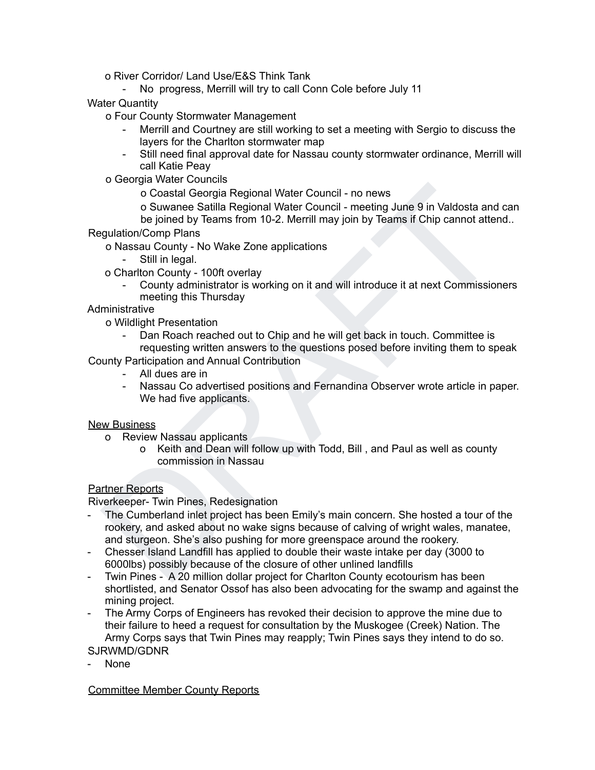- o River Corridor/ Land Use/E&S Think Tank
    - No progress, Merrill will try to call Conn Cole before July 11

Water Quantity

- o Four County Stormwater Management
    - Merrill and Courtney are still working to set a meeting with Sergio to discuss the layers for the Charlton stormwater map
    - Still need final approval date for Nassau county stormwater ordinance, Merrill will call Katie Peay
- o Georgia Water Councils
    - o Coastal Georgia Regional Water Council - no news
    - o Suwanee Satilla Regional Water Council - meeting June 9 in Valdosta and can be joined by Teams from 10-2. Merrill may join by Teams if Chip cannot attend..

Regulation/Comp Plans

- o Nassau County - No Wake Zone applications
    - Still in legal.
- o Charlton County - 100ft overlay
    - County administrator is working on it and will introduce it at next Commissioners meeting this Thursday

Administrative

- o Wildlight Presentation
    - Dan Roach reached out to Chip and he will get back in touch. Committee is requesting written answers to the questions posed before inviting them to speak

County Participation and Annual Contribution

- All dues are in
- Nassau Co advertised positions and Fernandina Observer wrote article in paper. We had five applicants.

<u>New Business</u>

- o Review Nassau applicants
    - o Keith and Dean will follow up with Todd, Bill , and Paul as well as county commission in Nassau

<u>Partner Reports</u>

Riverkeeper- Twin Pines, Redesignation

- The Cumberland inlet project has been Emily's main concern. She hosted a tour of the rookery, and asked about no wake signs because of calving of wright wales, manatee, and sturgeon. She's also pushing for more greenspace around the rookery.
- Chesser Island Landfill has applied to double their waste intake per day (3000 to 6000lbs) possibly because of the closure of other unlined landfills
- Twin Pines - A 20 million dollar project for Charlton County ecotourism has been shortlisted, and Senator Ossof has also been advocating for the swamp and against the mining project.
- The Army Corps of Engineers has revoked their decision to approve the mine due to their failure to heed a request for consultation by the Muskogee (Creek) Nation. The Army Corps says that Twin Pines may reapply; Twin Pines says they intend to do so.

SJRWMD/GDNR

- None

<u>Committee Member County Reports</u>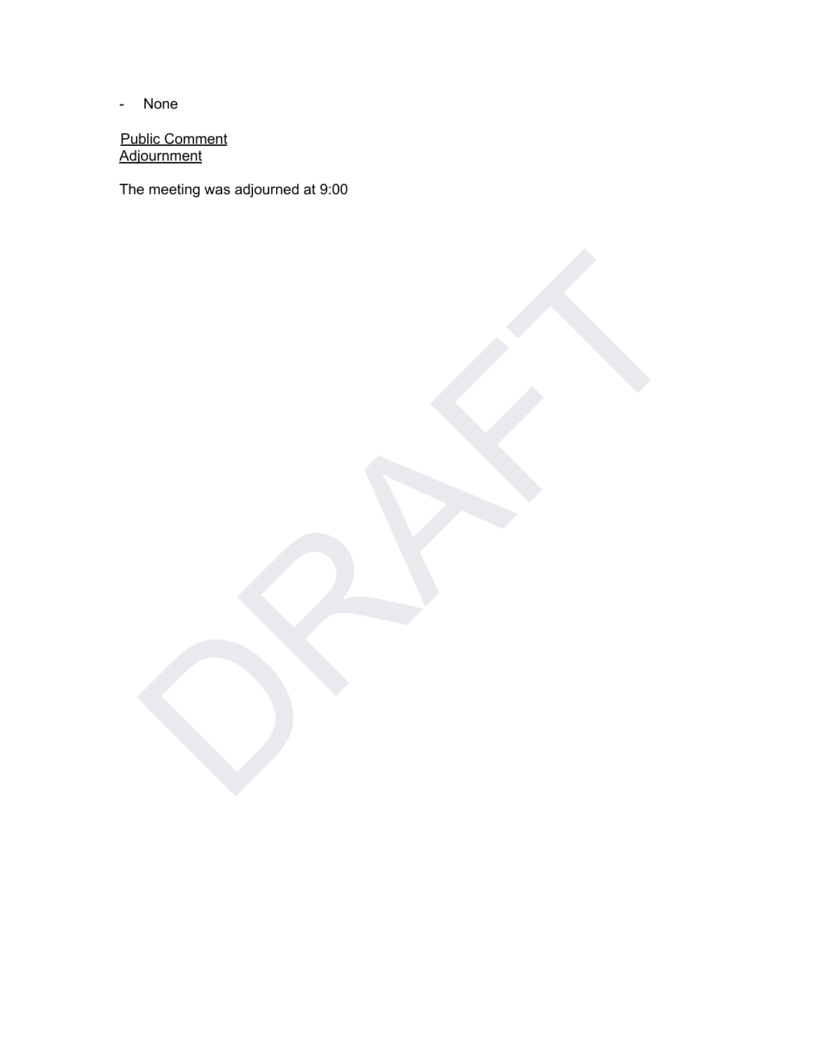- None

Public Comment

Adjournment

The meeting was adjourned at 9:00